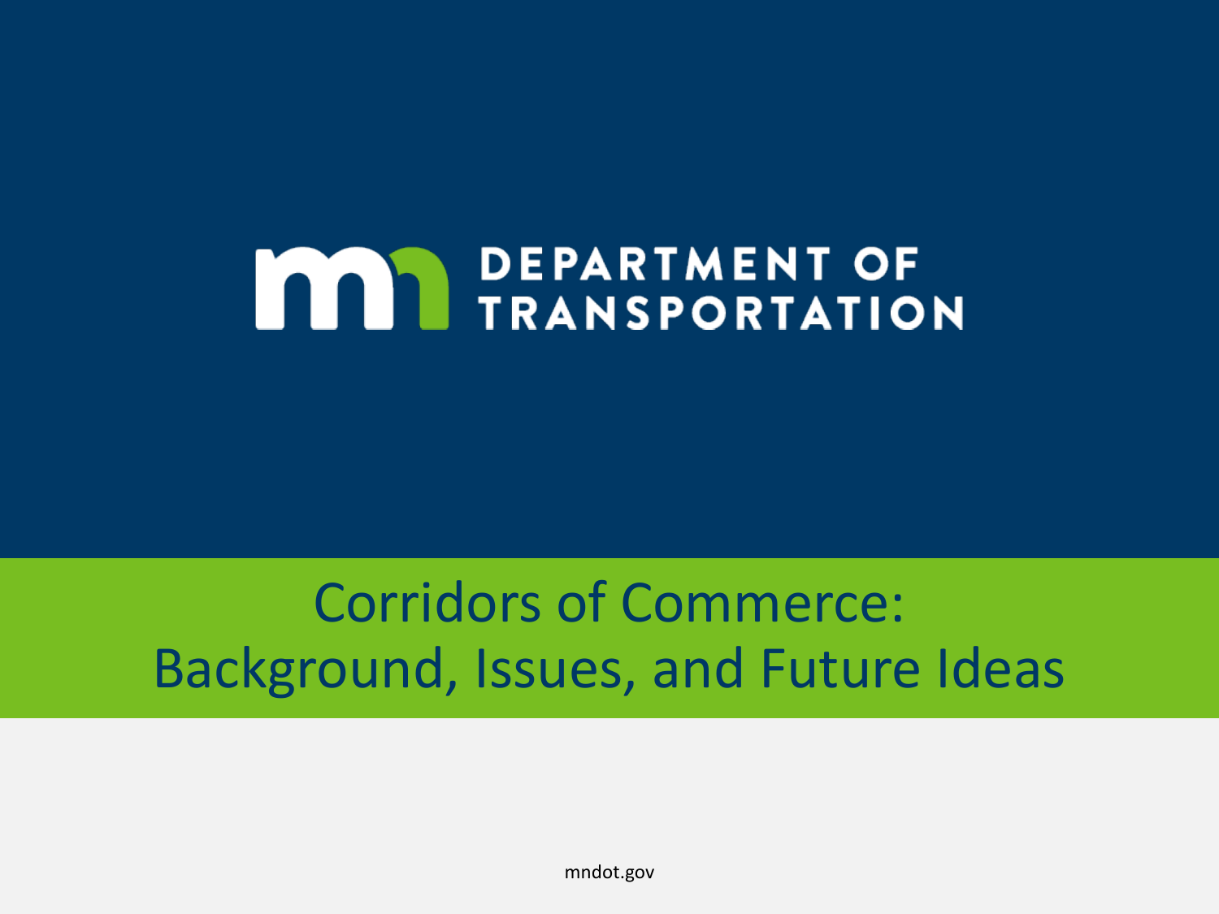# Corridors of Commerce: Background, Issues, and Future Ideas

mndot.gov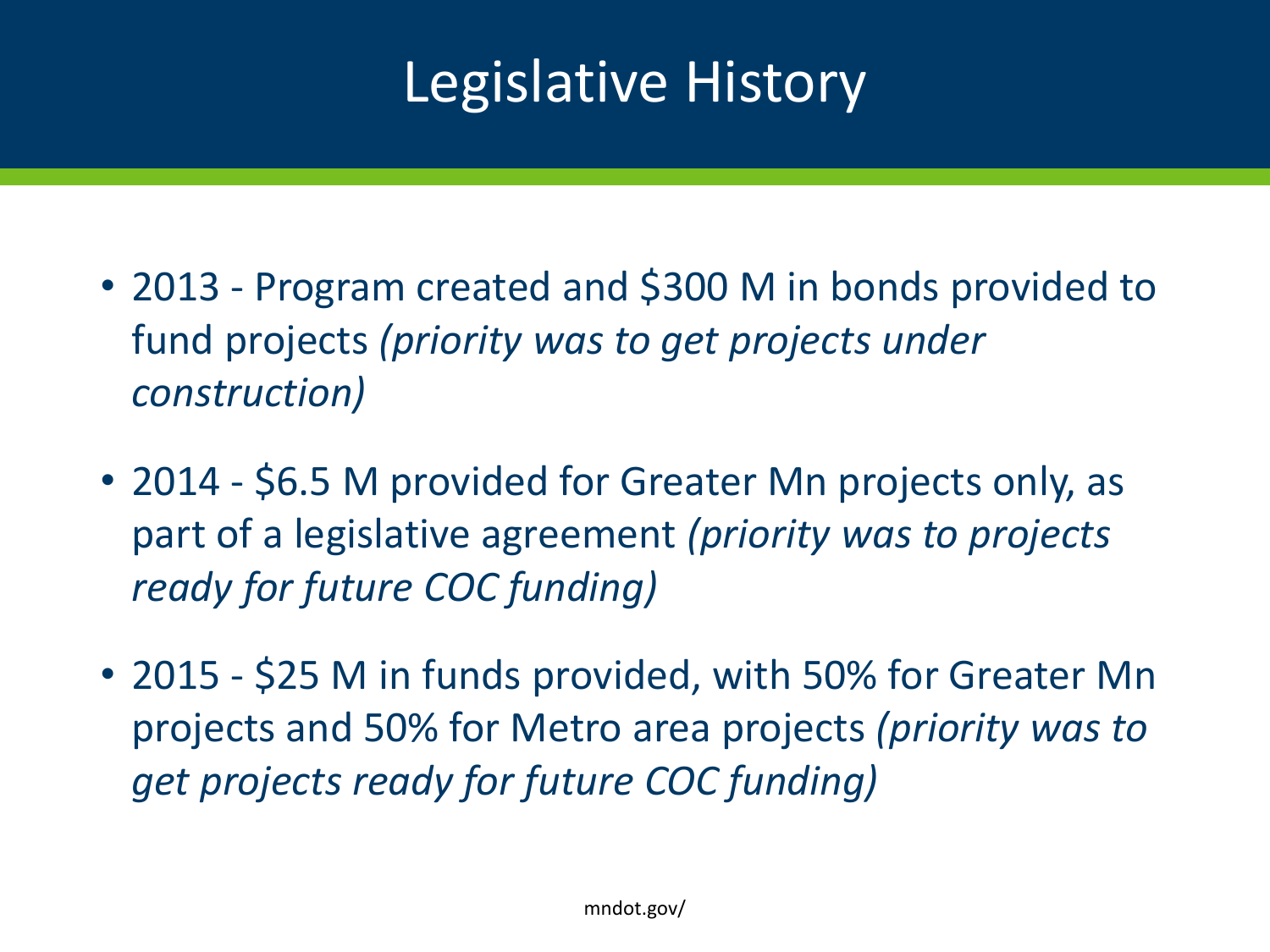# Legislative History

- 2013 - Program created and $300 M in bonds provided to fund projects *(priority was to get projects under construction)*

- 2014 - $6.5 M provided for Greater Mn projects only, as part of a legislative agreement *(priority was to projects ready for future COC funding)*

- 2015 - $25 M in funds provided, with 50% for Greater Mn projects and 50% for Metro area projects *(priority was to get projects ready for future COC funding)*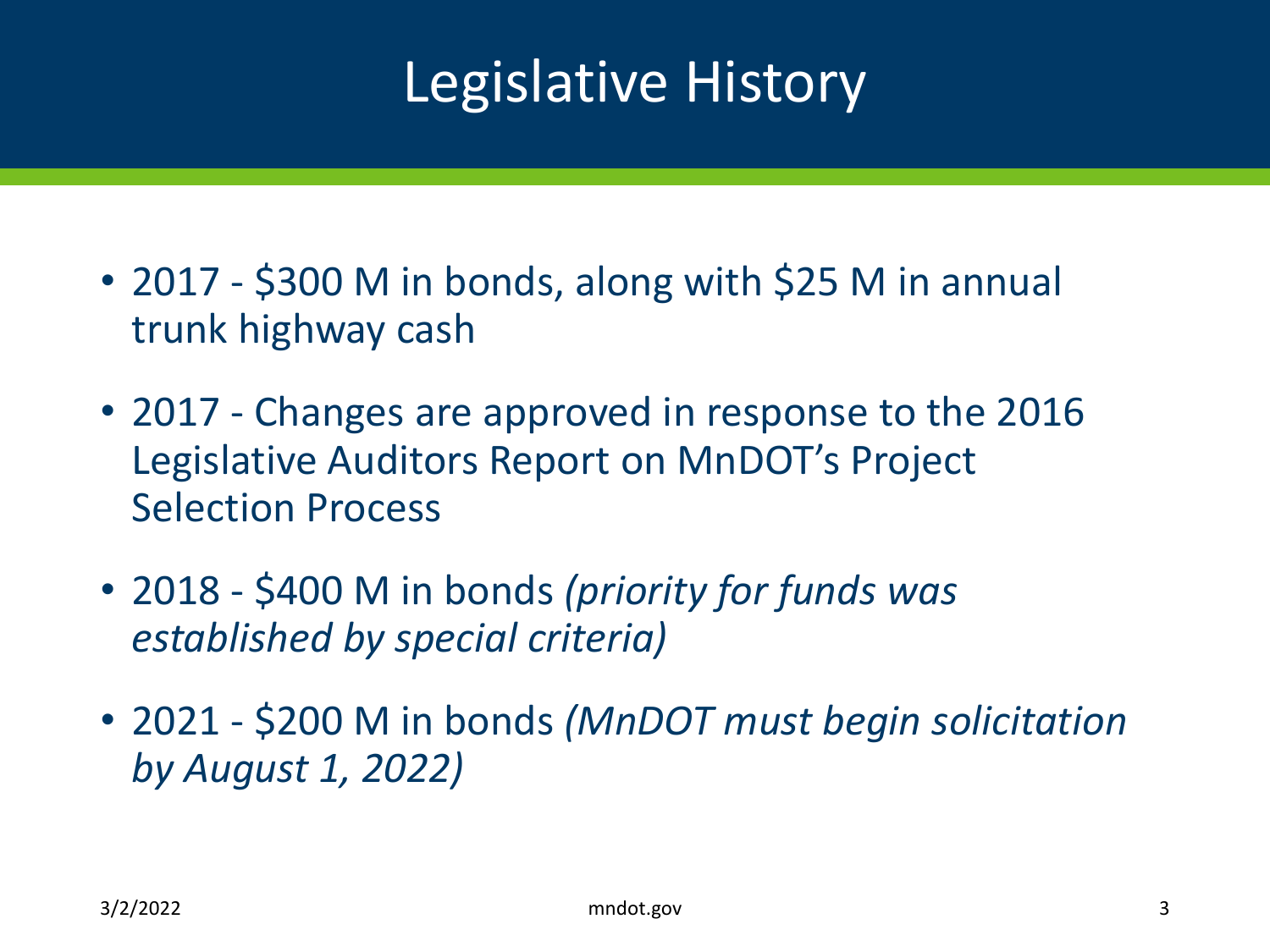# Legislative History

- 2017 - $300 M in bonds, along with $25 M in annual trunk highway cash
- 2017 - Changes are approved in response to the 2016 Legislative Auditors Report on MnDOT's Project Selection Process
- 2018 - $400 M in bonds *(priority for funds was established by special criteria)*
- 2021 - $200 M in bonds *(MnDOT must begin solicitation by August 1, 2022)*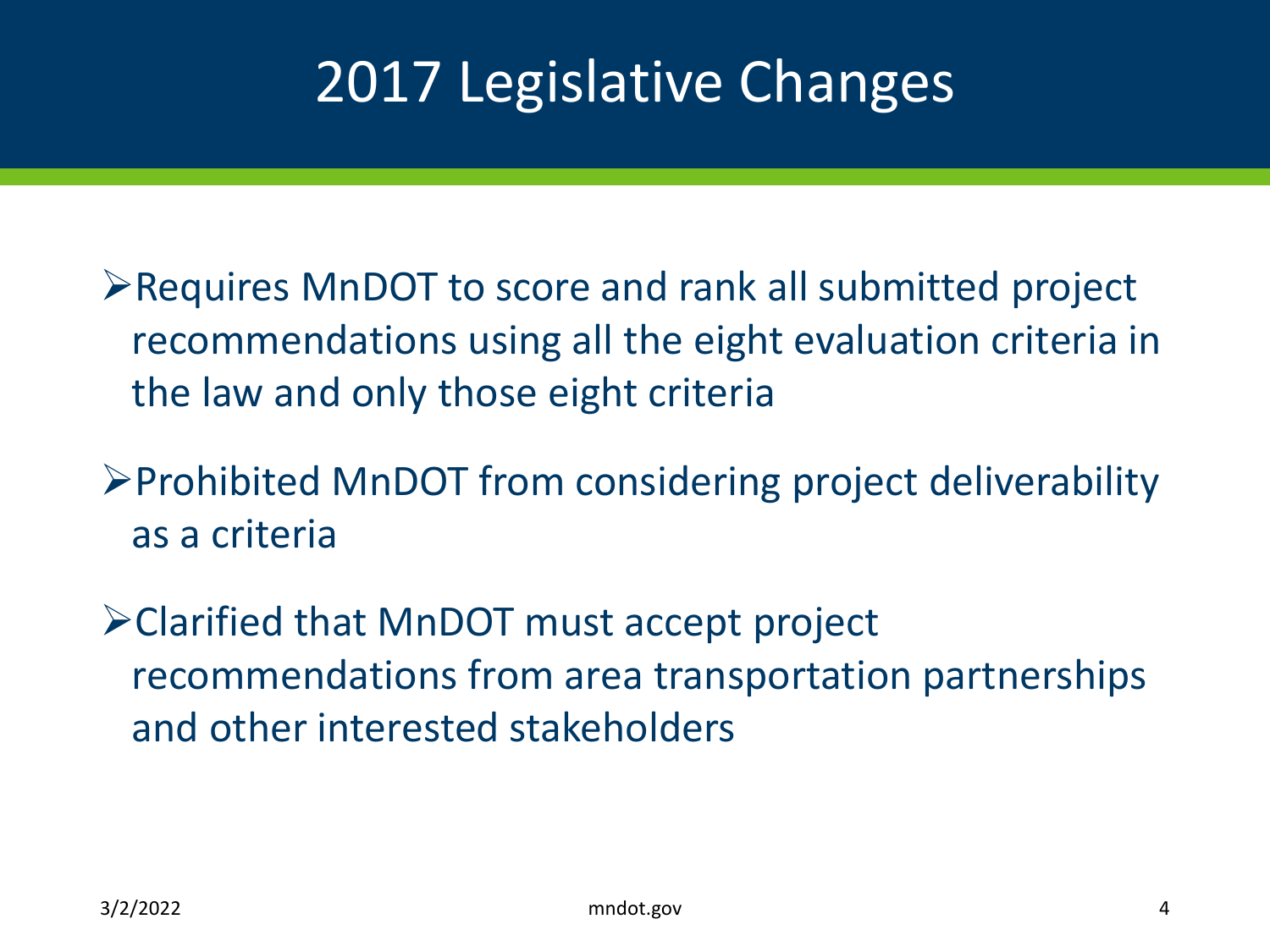# 2017 Legislative Changes

- Requires MnDOT to score and rank all submitted project recommendations using all the eight evaluation criteria in the law and only those eight criteria
- Prohibited MnDOT from considering project deliverability as a criteria
- Clarified that MnDOT must accept project recommendations from area transportation partnerships and other interested stakeholders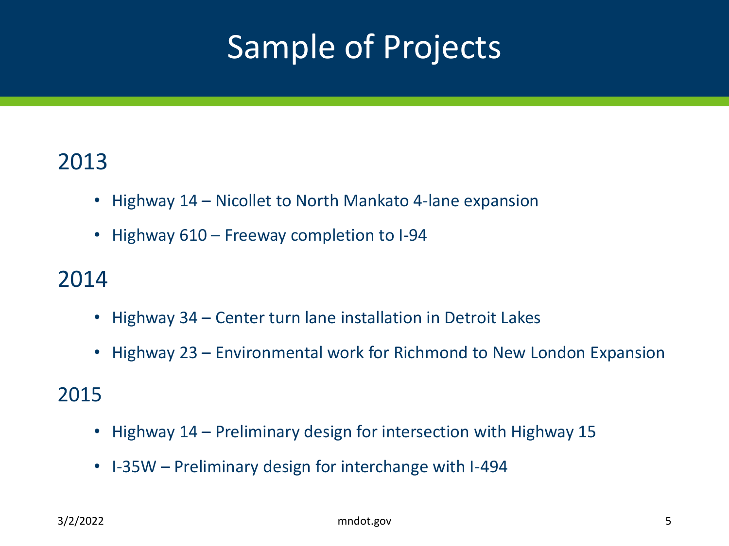# Sample of Projects

## 2013

- Highway 14 – Nicollet to North Mankato 4-lane expansion
- Highway 610 – Freeway completion to I-94

## 2014

- Highway 34 – Center turn lane installation in Detroit Lakes
- Highway 23 – Environmental work for Richmond to New London Expansion

## 2015

- Highway 14 – Preliminary design for intersection with Highway 15
- I-35W – Preliminary design for interchange with I-494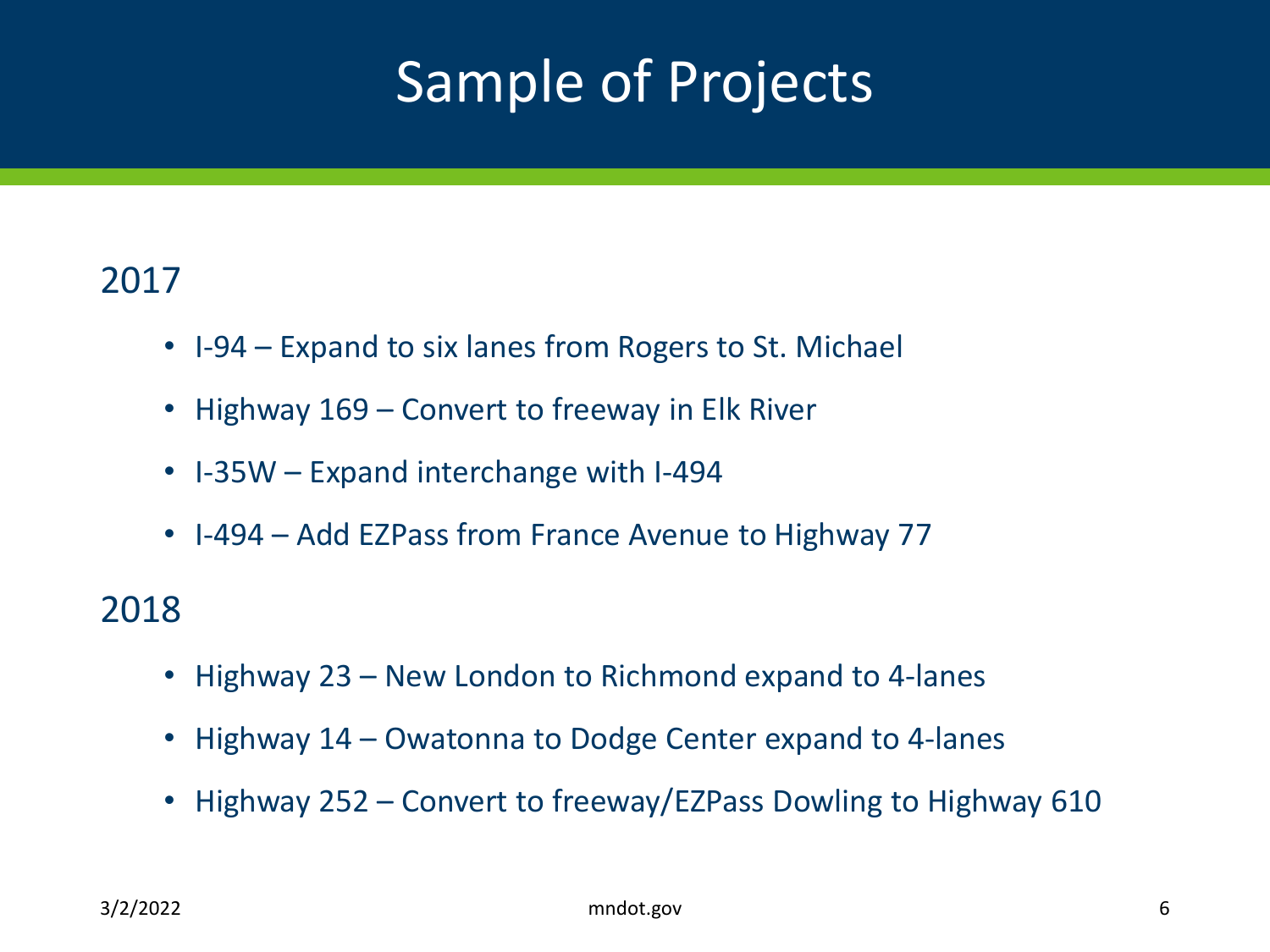# Sample of Projects

## 2017

- I-94 – Expand to six lanes from Rogers to St. Michael
- Highway 169 – Convert to freeway in Elk River
- I-35W – Expand interchange with I-494
- I-494 – Add EZPass from France Avenue to Highway 77

## 2018

- Highway 23 – New London to Richmond expand to 4-lanes
- Highway 14 – Owatonna to Dodge Center expand to 4-lanes
- Highway 252 – Convert to freeway/EZPass Dowling to Highway 610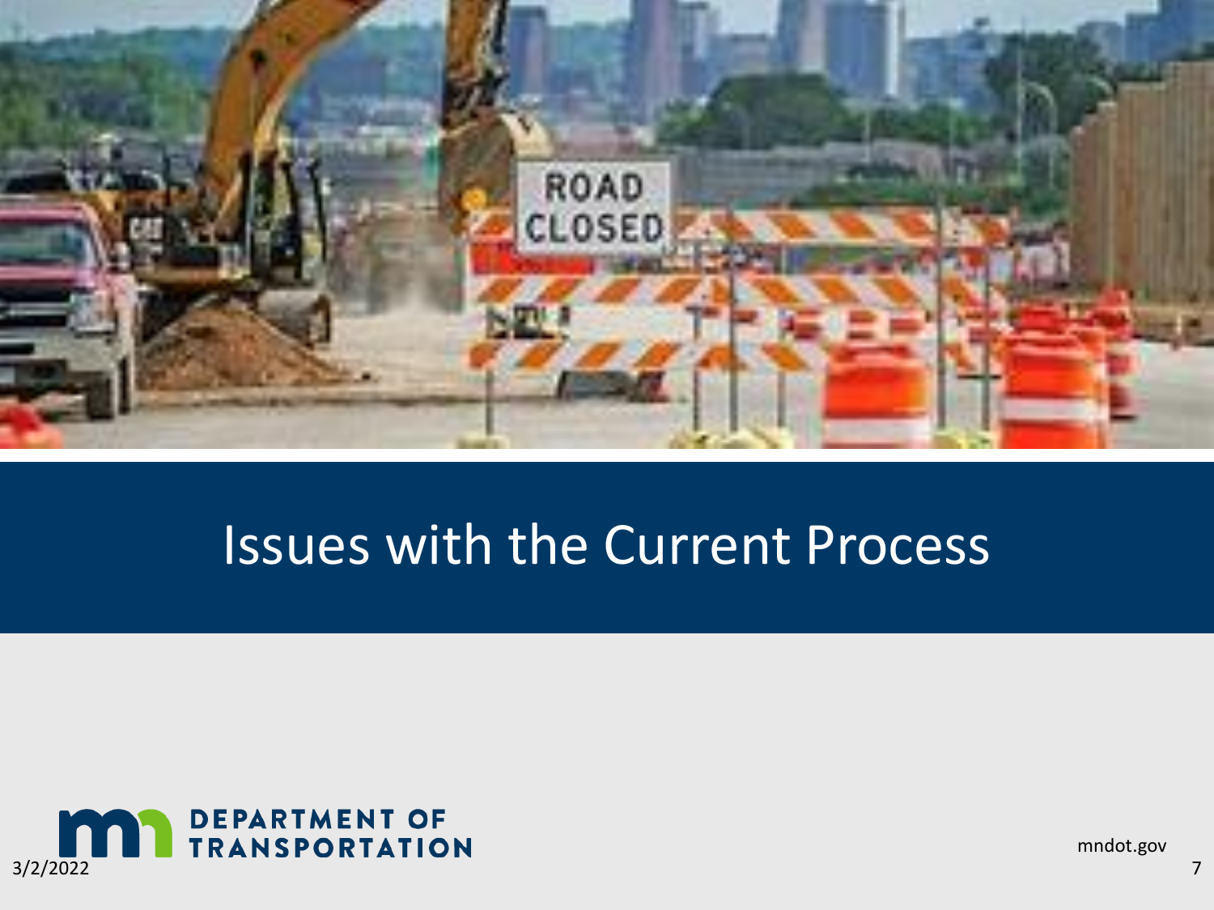# Issues with the Current Process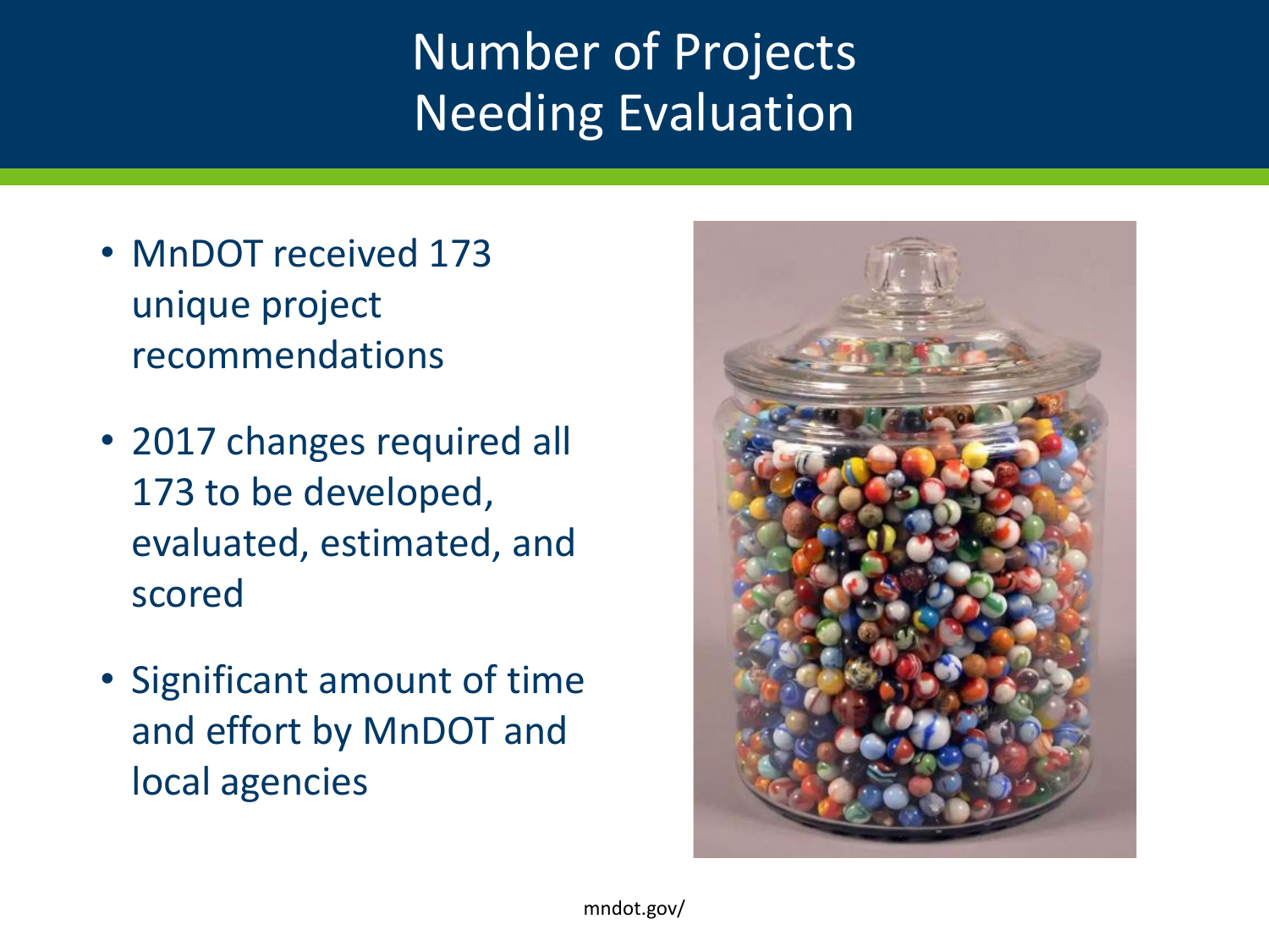# Number of Projects Needing Evaluation

- MnDOT received 173 unique project recommendations
- 2017 changes required all 173 to be developed, evaluated, estimated, and scored
- Significant amount of time and effort by MnDOT and local agencies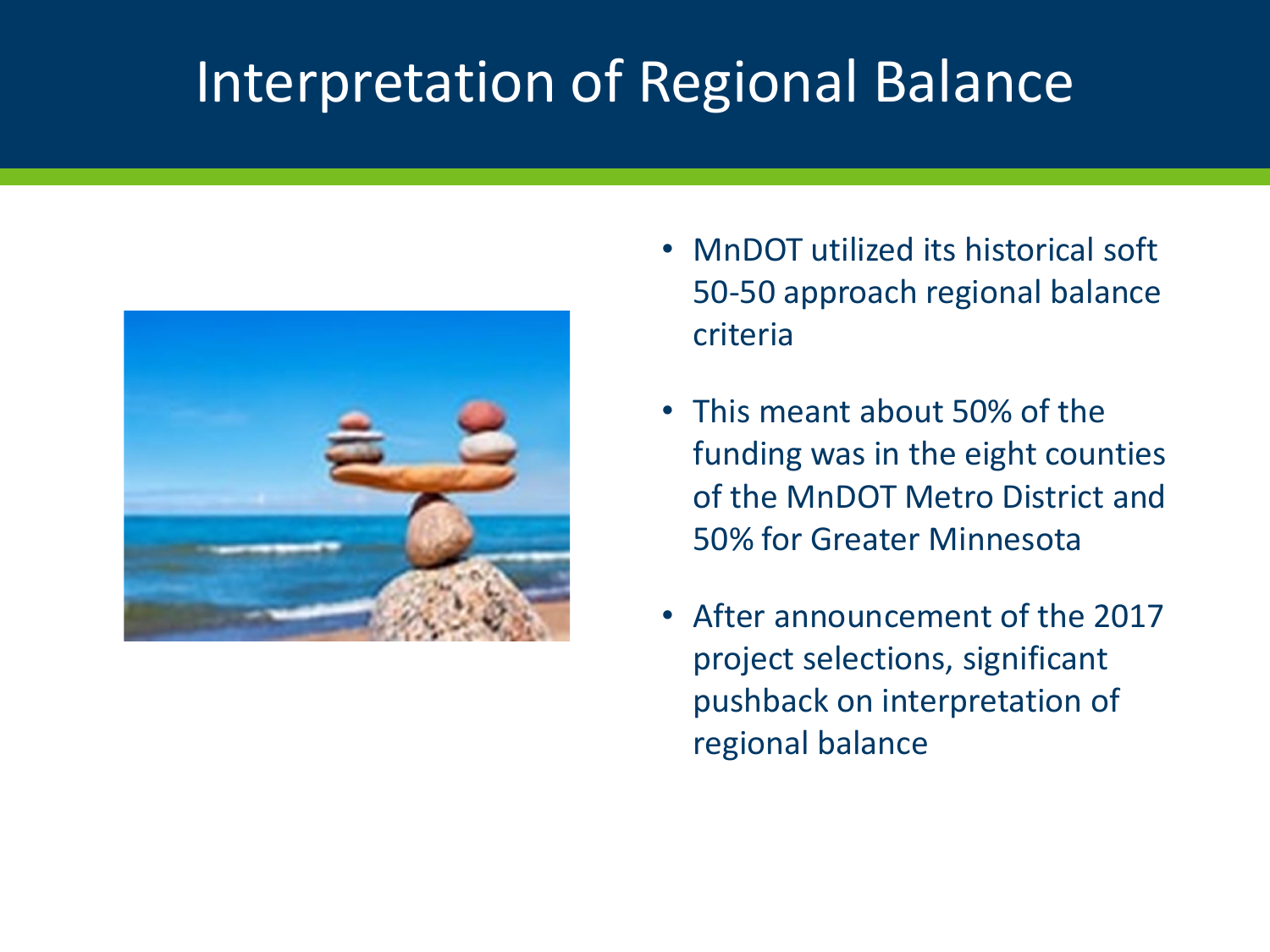# Interpretation of Regional Balance

- MnDOT utilized its historical soft 50-50 approach regional balance criteria
- This meant about 50% of the funding was in the eight counties of the MnDOT Metro District and 50% for Greater Minnesota
- After announcement of the 2017 project selections, significant pushback on interpretation of regional balance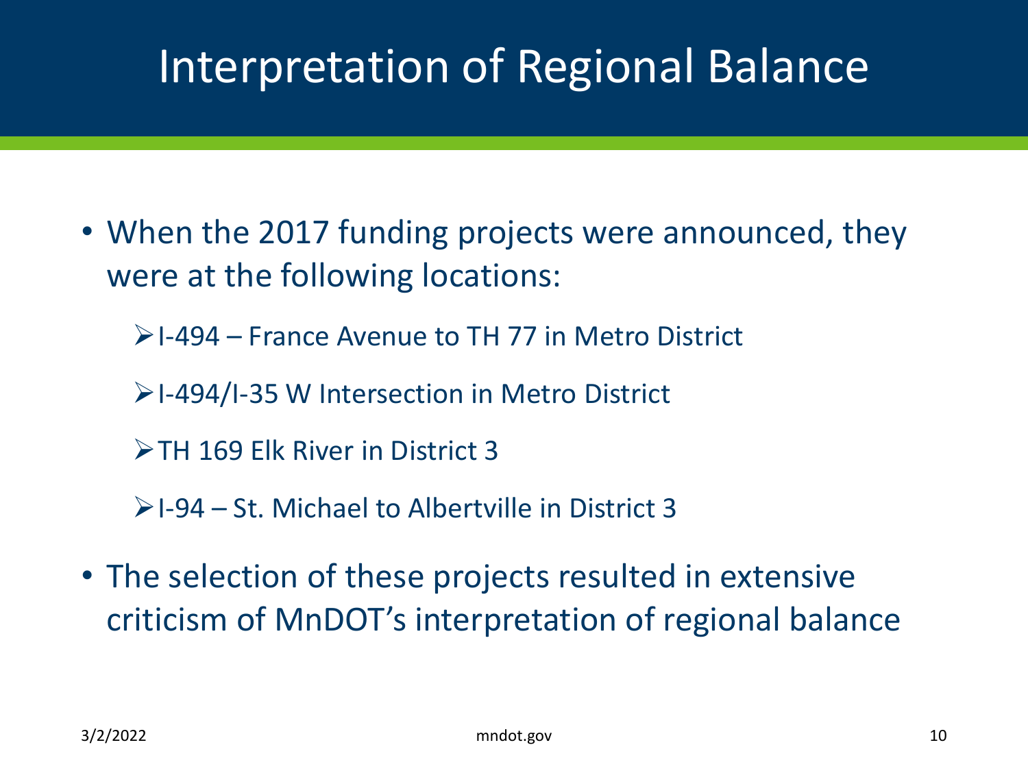# Interpretation of Regional Balance

- When the 2017 funding projects were announced, they were at the following locations:
  - I-494 – France Avenue to TH 77 in Metro District
  - I-494/I-35 W Intersection in Metro District
  - TH 169 Elk River in District 3
  - I-94 – St. Michael to Albertville in District 3
- The selection of these projects resulted in extensive criticism of MnDOT's interpretation of regional balance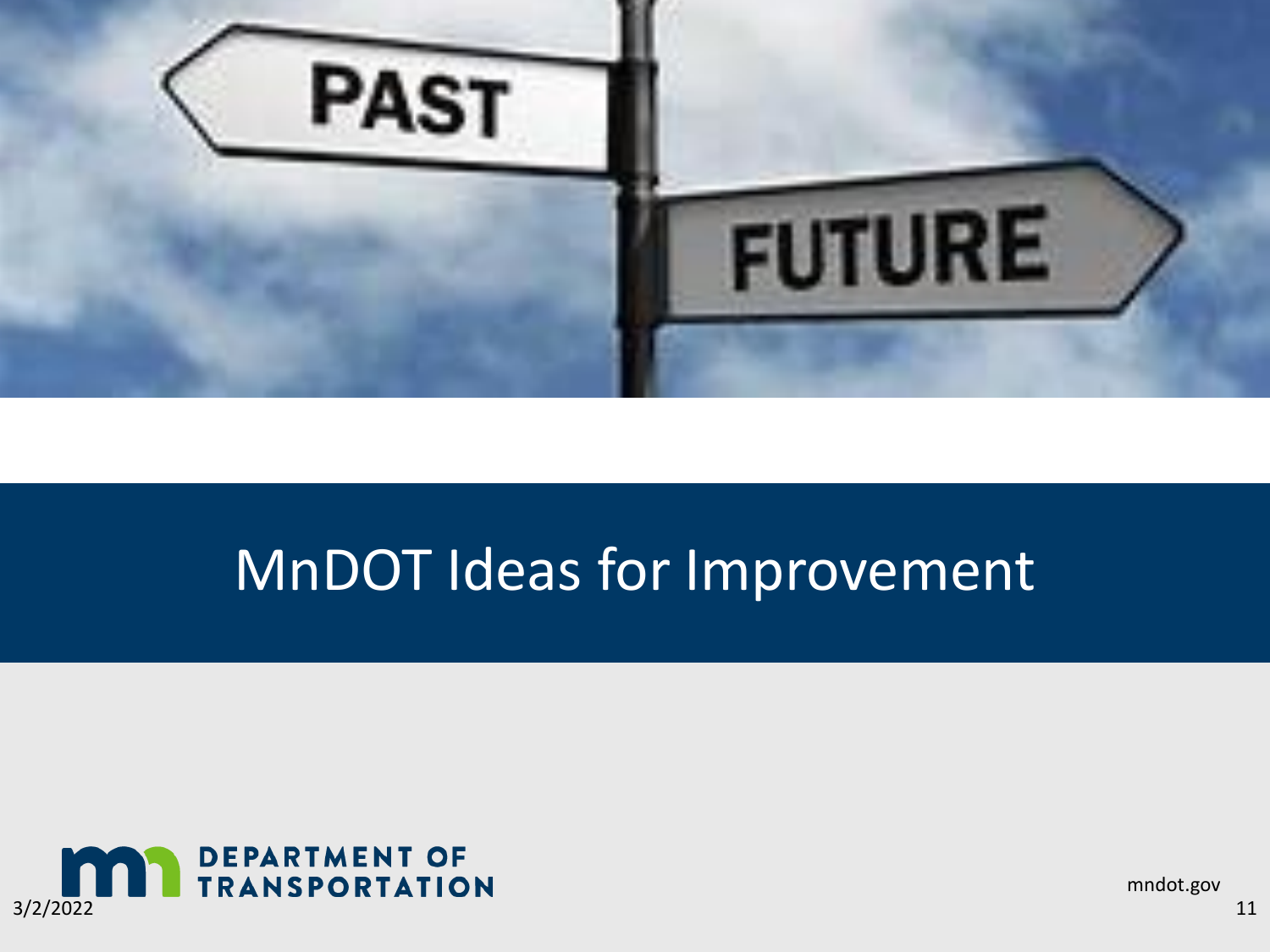# MnDOT Ideas for Improvement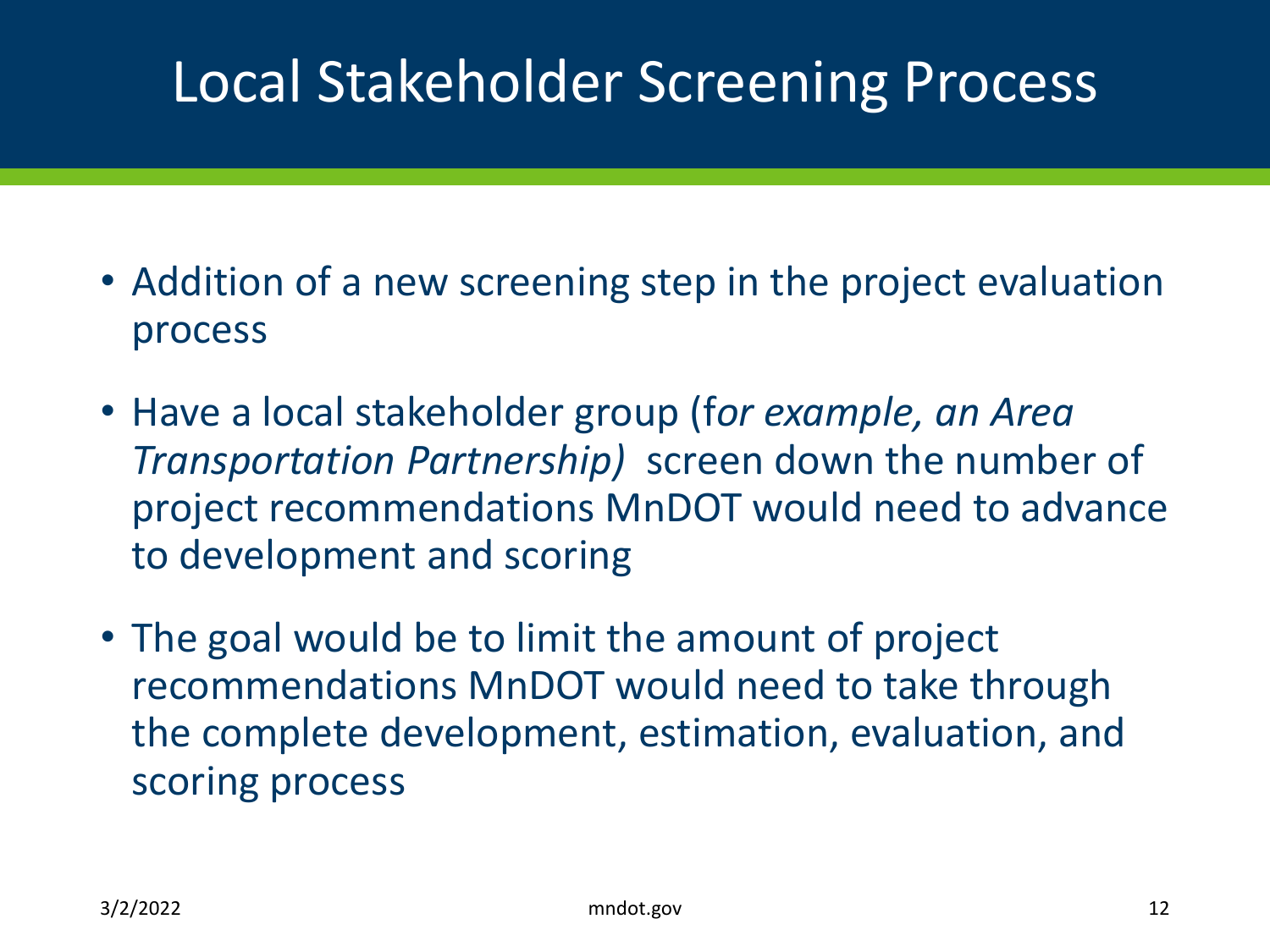# Local Stakeholder Screening Process

- Addition of a new screening step in the project evaluation process
- Have a local stakeholder group (f*or example, an Area Transportation Partnership)* screen down the number of project recommendations MnDOT would need to advance to development and scoring
- The goal would be to limit the amount of project recommendations MnDOT would need to take through the complete development, estimation, evaluation, and scoring process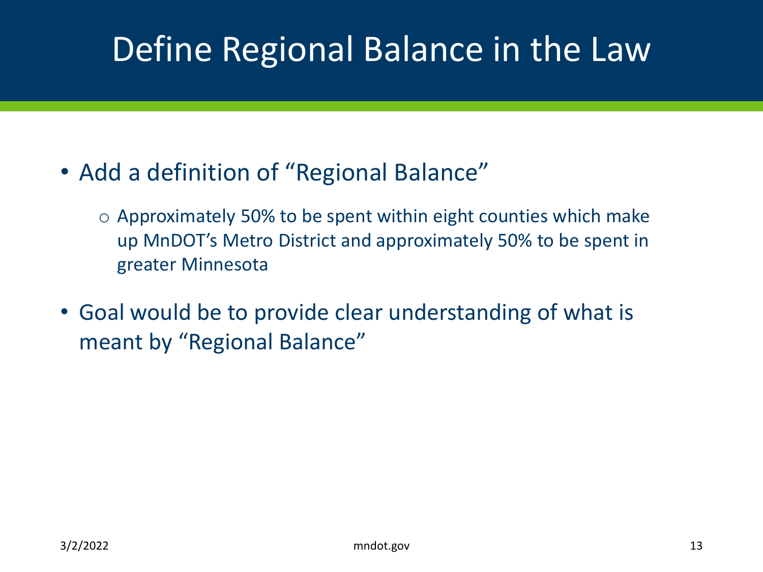# Define Regional Balance in the Law

- Add a definition of “Regional Balance”
  - Approximately 50% to be spent within eight counties which make up MnDOT’s Metro District and approximately 50% to be spent in greater Minnesota
- Goal would be to provide clear understanding of what is meant by “Regional Balance”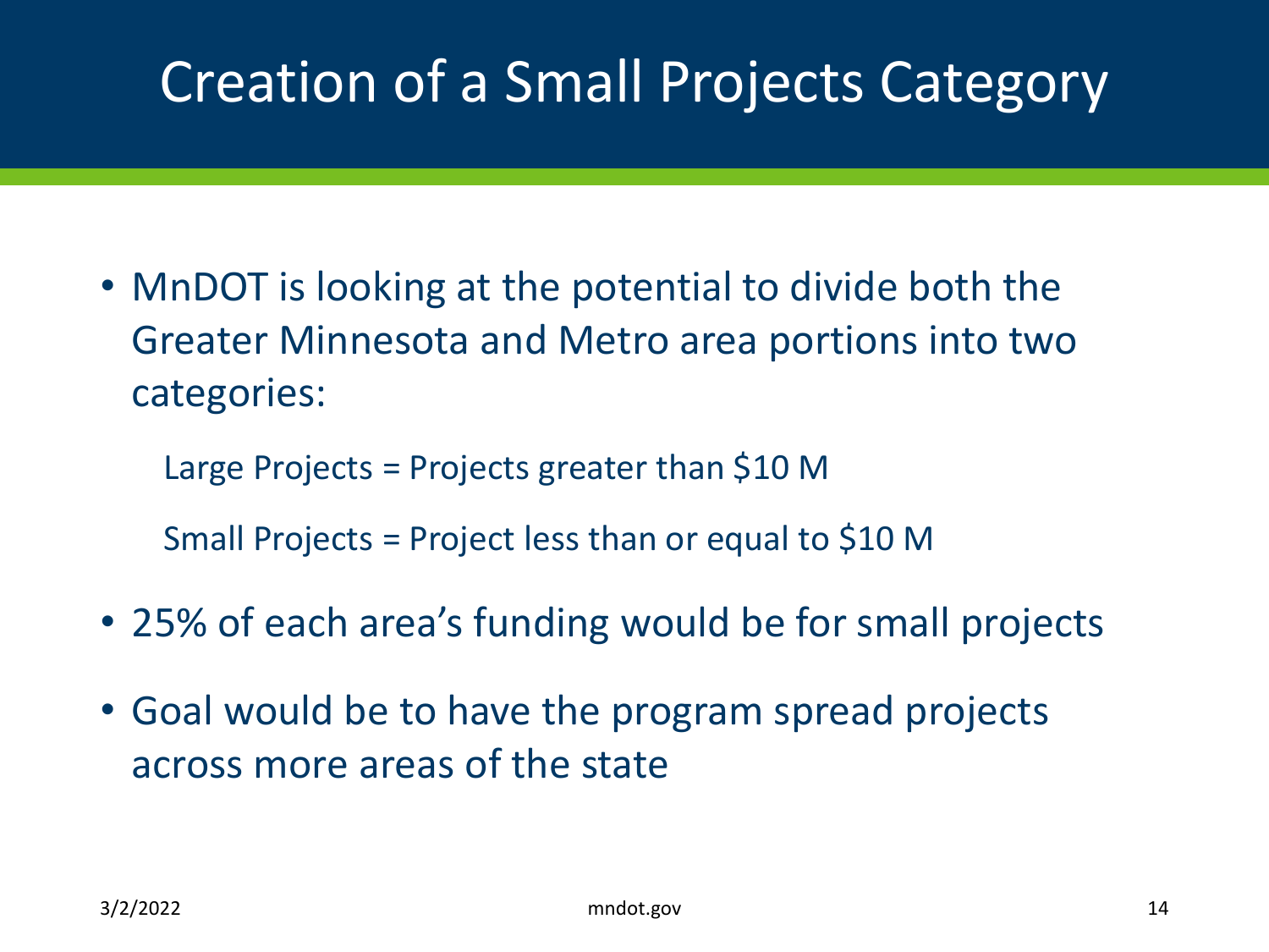# Creation of a Small Projects Category

- MnDOT is looking at the potential to divide both the Greater Minnesota and Metro area portions into two categories:

  Large Projects = Projects greater than $10 M

  Small Projects = Project less than or equal to $10 M

- 25% of each area's funding would be for small projects
- Goal would be to have the program spread projects across more areas of the state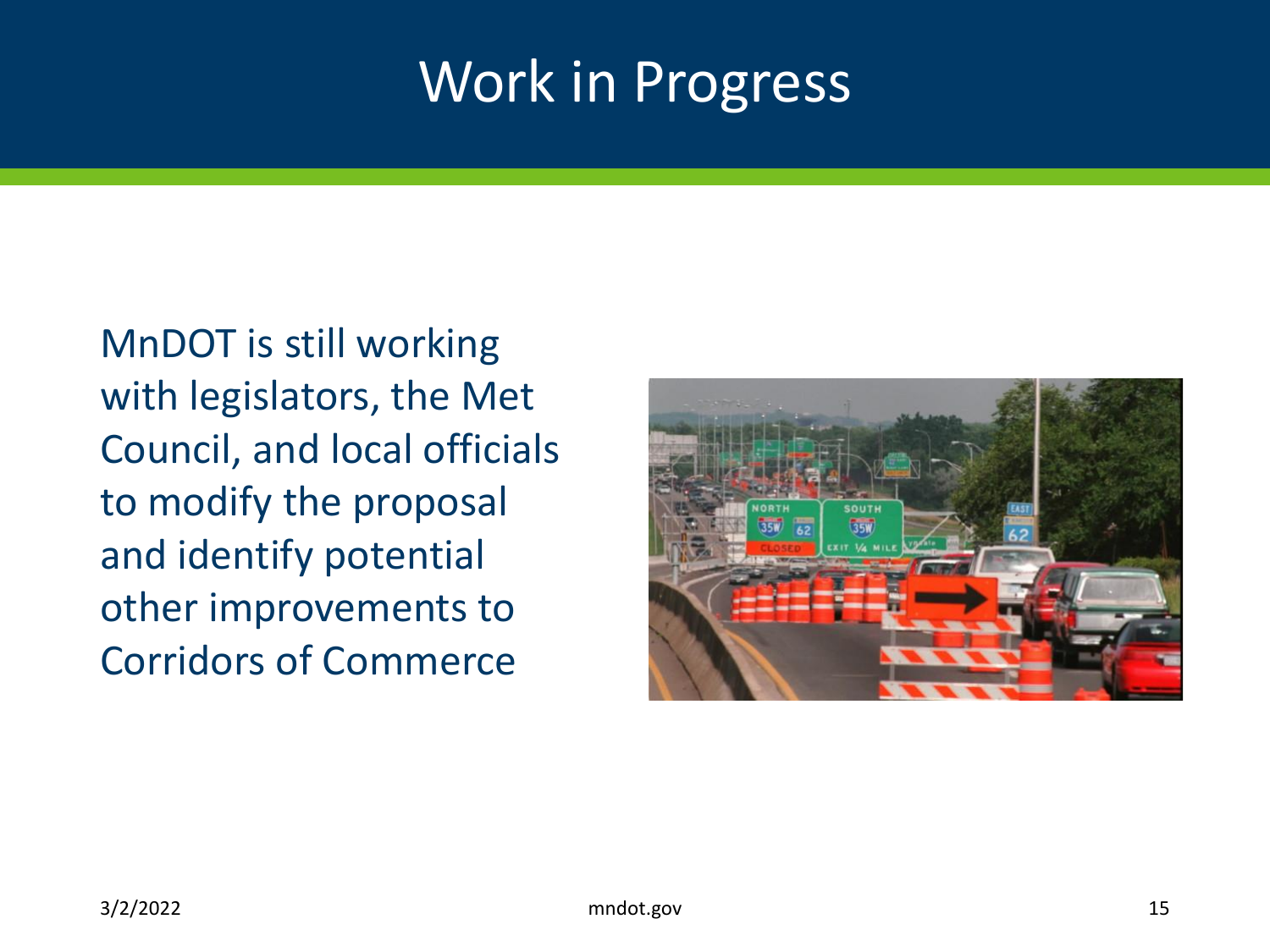# Work in Progress

MnDOT is still working with legislators, the Met Council, and local officials to modify the proposal and identify potential other improvements to Corridors of Commerce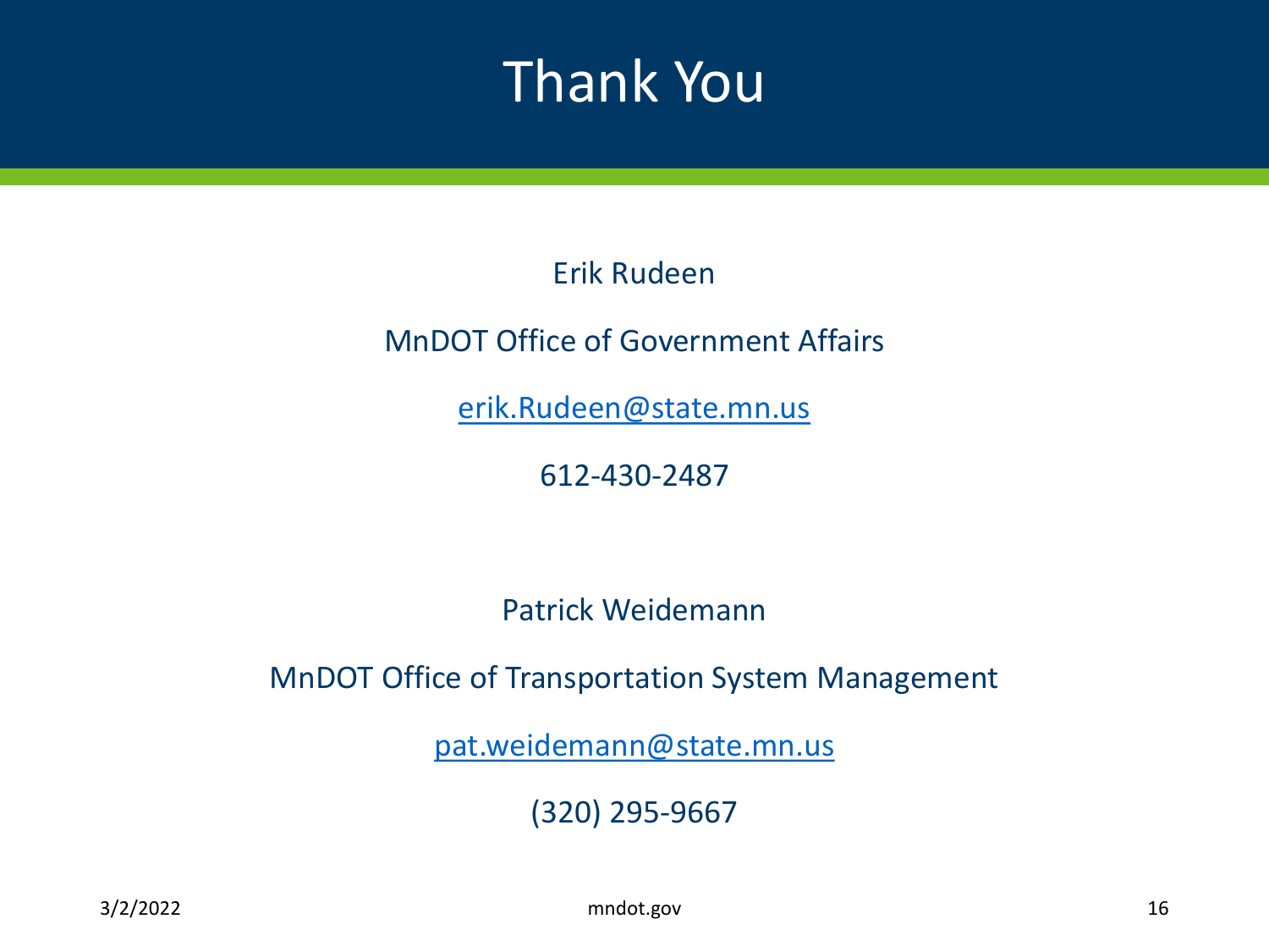# Thank You

Erik Rudeen

MnDOT Office of Government Affairs

erik.Rudeen@state.mn.us

612-430-2487

Patrick Weidemann

MnDOT Office of Transportation System Management

pat.weidemann@state.mn.us

(320) 295-9667